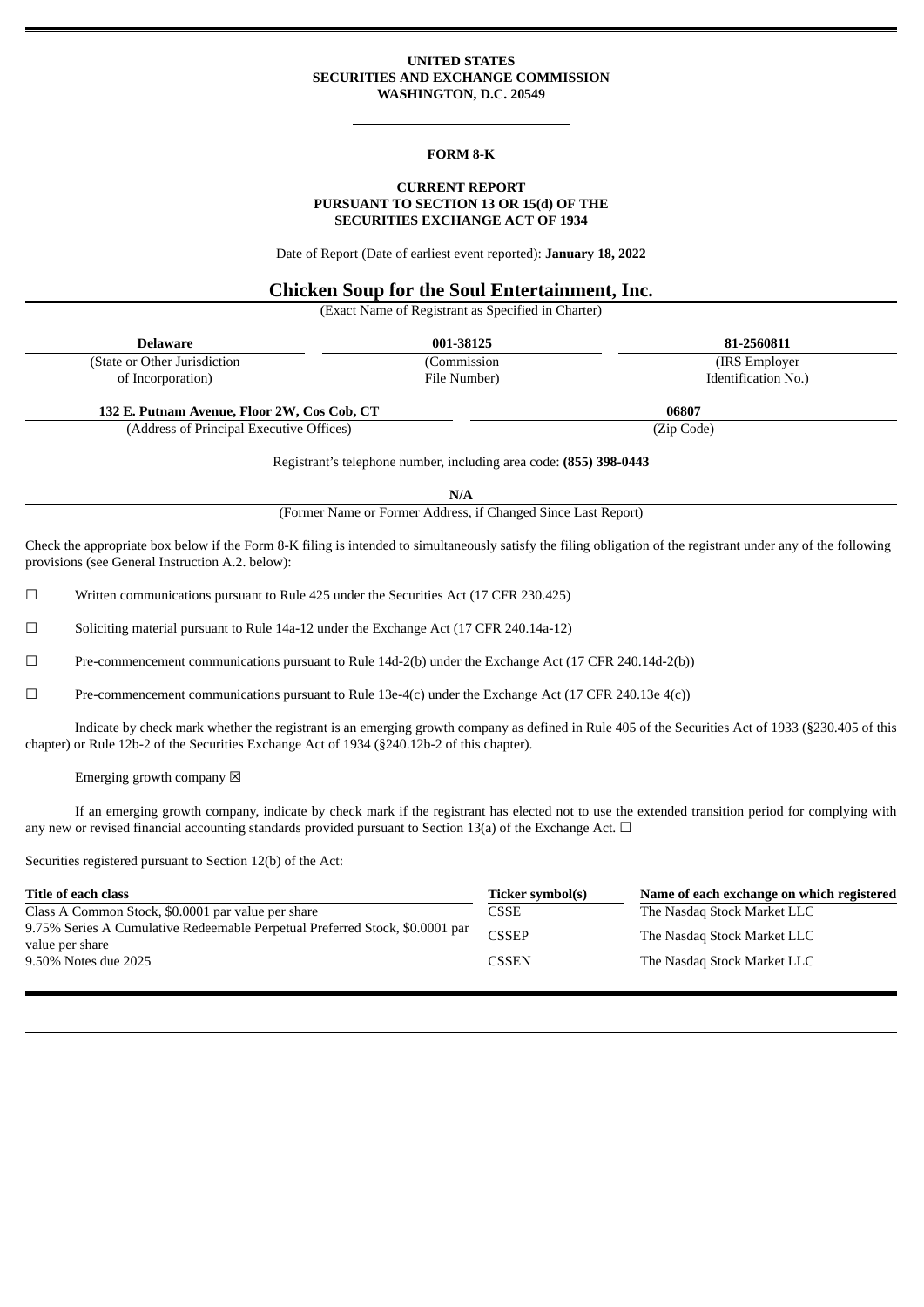**UNITED STATES**
**SECURITIES AND EXCHANGE COMMISSION**
**WASHINGTON, D.C. 20549**

**FORM 8-K**

**CURRENT REPORT**
**PURSUANT TO SECTION 13 OR 15(d) OF THE**
**SECURITIES EXCHANGE ACT OF 1934**

Date of Report (Date of earliest event reported): **January 18, 2022**

# Chicken Soup for the Soul Entertainment, Inc.

(Exact Name of Registrant as Specified in Charter)

| | | |
|---|---|---|
| **Delaware** | **001-38125** | **81-2560811** |
| (State or Other Jurisdiction of Incorporation) | (Commission File Number) | (IRS Employer Identification No.) |

| | |
|---|---|
| **132 E. Putnam Avenue, Floor 2W, Cos Cob, CT** | **06807** |
| (Address of Principal Executive Offices) | (Zip Code) |

Registrant's telephone number, including area code: **(855) 398-0443**

**N/A**

(Former Name or Former Address, if Changed Since Last Report)

Check the appropriate box below if the Form 8-K filing is intended to simultaneously satisfy the filing obligation of the registrant under any of the following provisions (see General Instruction A.2. below):

☐ Written communications pursuant to Rule 425 under the Securities Act (17 CFR 230.425)

☐ Soliciting material pursuant to Rule 14a-12 under the Exchange Act (17 CFR 240.14a-12)

☐ Pre-commencement communications pursuant to Rule 14d-2(b) under the Exchange Act (17 CFR 240.14d-2(b))

☐ Pre-commencement communications pursuant to Rule 13e-4(c) under the Exchange Act (17 CFR 240.13e 4(c))

Indicate by check mark whether the registrant is an emerging growth company as defined in Rule 405 of the Securities Act of 1933 (§230.405 of this chapter) or Rule 12b-2 of the Securities Exchange Act of 1934 (§240.12b-2 of this chapter).

Emerging growth company ☒

If an emerging growth company, indicate by check mark if the registrant has elected not to use the extended transition period for complying with any new or revised financial accounting standards provided pursuant to Section 13(a) of the Exchange Act. ☐

Securities registered pursuant to Section 12(b) of the Act:

| Title of each class | Ticker symbol(s) | Name of each exchange on which registered |
|---|---|---|
| Class A Common Stock, $0.0001 par value per share | CSSE | The Nasdaq Stock Market LLC |
| 9.75% Series A Cumulative Redeemable Perpetual Preferred Stock, $0.0001 par value per share | CSSEP | The Nasdaq Stock Market LLC |
| 9.50% Notes due 2025 | CSSEN | The Nasdaq Stock Market LLC |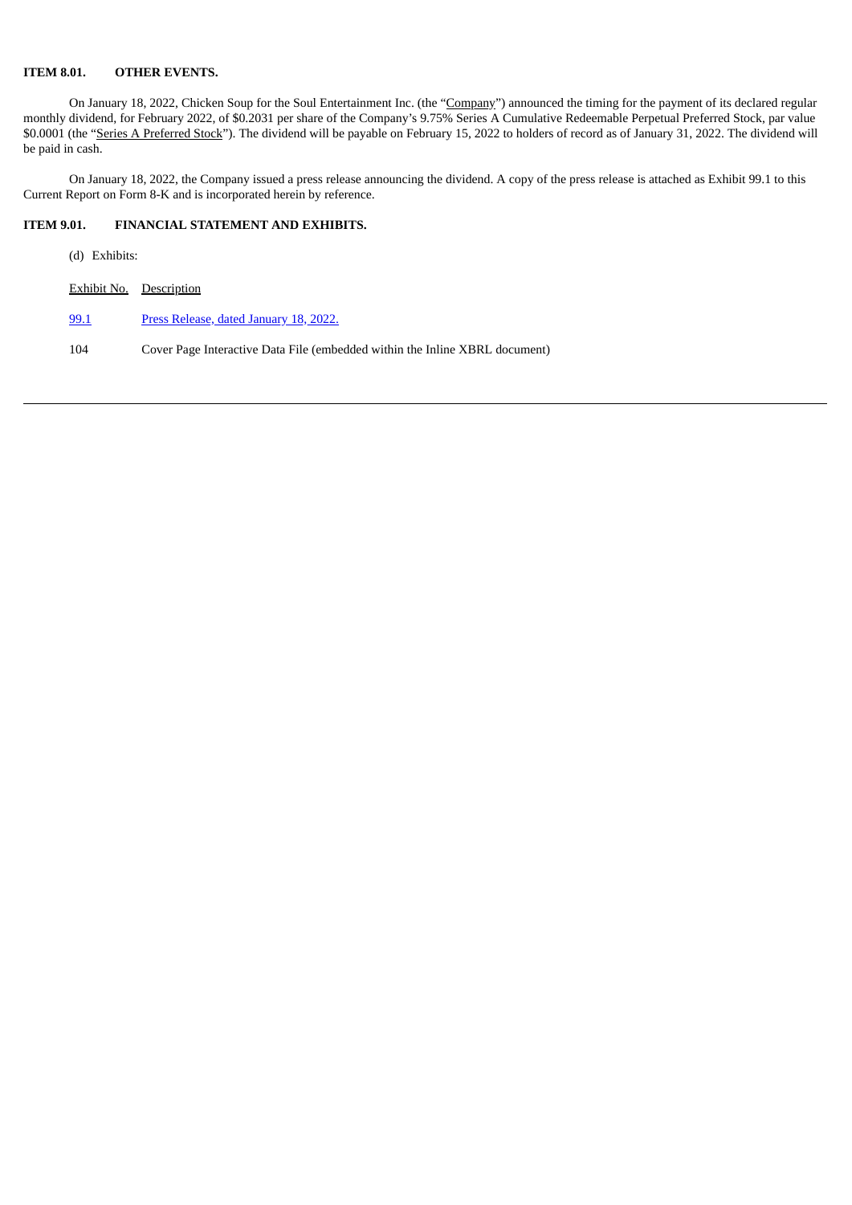**ITEM 8.01. OTHER EVENTS.**

On January 18, 2022, Chicken Soup for the Soul Entertainment Inc. (the "Company") announced the timing for the payment of its declared regular monthly dividend, for February 2022, of $0.2031 per share of the Company's 9.75% Series A Cumulative Redeemable Perpetual Preferred Stock, par value $0.0001 (the "Series A Preferred Stock"). The dividend will be payable on February 15, 2022 to holders of record as of January 31, 2022. The dividend will be paid in cash.

On January 18, 2022, the Company issued a press release announcing the dividend. A copy of the press release is attached as Exhibit 99.1 to this Current Report on Form 8-K and is incorporated herein by reference.

**ITEM 9.01. FINANCIAL STATEMENT AND EXHIBITS.**

(d) Exhibits:

| Exhibit No. | Description |
|---|---|
| 99.1 | Press Release, dated January 18, 2022. |
| 104 | Cover Page Interactive Data File (embedded within the Inline XBRL document) |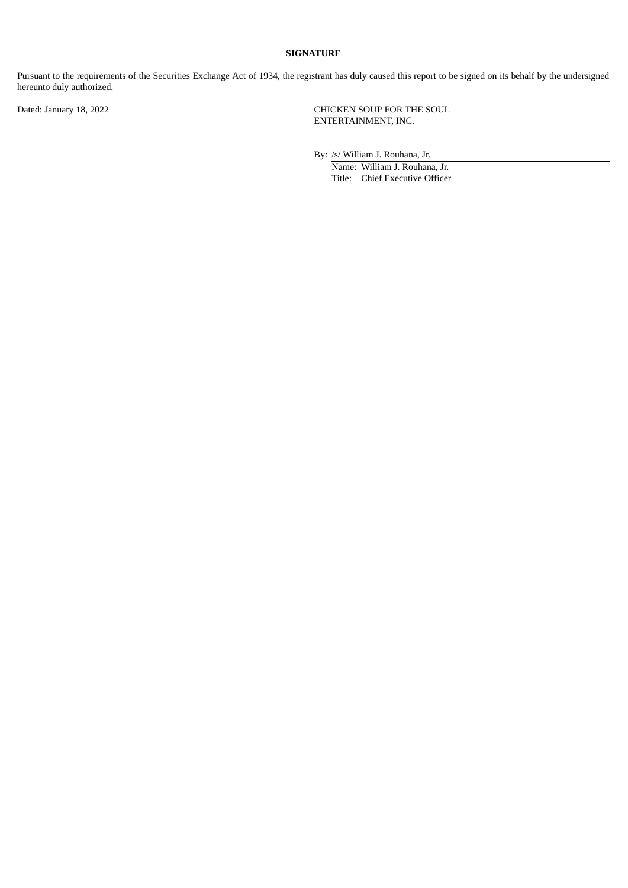**SIGNATURE**

Pursuant to the requirements of the Securities Exchange Act of 1934, the registrant has duly caused this report to be signed on its behalf by the undersigned hereunto duly authorized.

Dated: January 18, 2022

CHICKEN SOUP FOR THE SOUL ENTERTAINMENT, INC.

By: /s/ William J. Rouhana, Jr.

Name: William J. Rouhana, Jr.

Title: Chief Executive Officer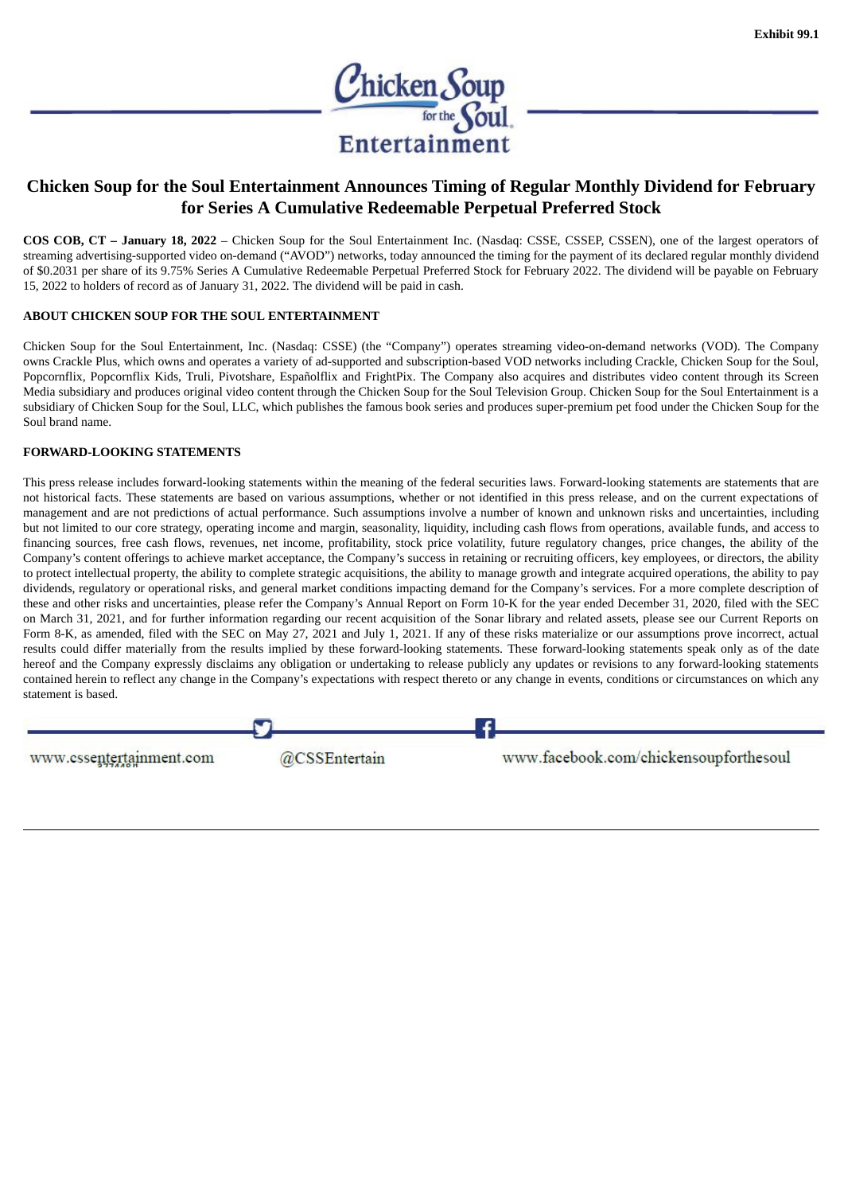Exhibit 99.1

Chicken Soup for the Soul Entertainment

# Chicken Soup for the Soul Entertainment Announces Timing of Regular Monthly Dividend for February for Series A Cumulative Redeemable Perpetual Preferred Stock

**COS COB, CT – January 18, 2022** – Chicken Soup for the Soul Entertainment Inc. (Nasdaq: CSSE, CSSEP, CSSEN), one of the largest operators of streaming advertising-supported video on-demand ("AVOD") networks, today announced the timing for the payment of its declared regular monthly dividend of $0.2031 per share of its 9.75% Series A Cumulative Redeemable Perpetual Preferred Stock for February 2022. The dividend will be payable on February 15, 2022 to holders of record as of January 31, 2022. The dividend will be paid in cash.

**ABOUT CHICKEN SOUP FOR THE SOUL ENTERTAINMENT**

Chicken Soup for the Soul Entertainment, Inc. (Nasdaq: CSSE) (the "Company") operates streaming video-on-demand networks (VOD). The Company owns Crackle Plus, which owns and operates a variety of ad-supported and subscription-based VOD networks including Crackle, Chicken Soup for the Soul, Popcornflix, Popcornflix Kids, Truli, Pivotshare, Españolflix and FrightPix. The Company also acquires and distributes video content through its Screen Media subsidiary and produces original video content through the Chicken Soup for the Soul Television Group. Chicken Soup for the Soul Entertainment is a subsidiary of Chicken Soup for the Soul, LLC, which publishes the famous book series and produces super-premium pet food under the Chicken Soup for the Soul brand name.

**FORWARD-LOOKING STATEMENTS**

This press release includes forward-looking statements within the meaning of the federal securities laws. Forward-looking statements are statements that are not historical facts. These statements are based on various assumptions, whether or not identified in this press release, and on the current expectations of management and are not predictions of actual performance. Such assumptions involve a number of known and unknown risks and uncertainties, including but not limited to our core strategy, operating income and margin, seasonality, liquidity, including cash flows from operations, available funds, and access to financing sources, free cash flows, revenues, net income, profitability, stock price volatility, future regulatory changes, price changes, the ability of the Company's content offerings to achieve market acceptance, the Company's success in retaining or recruiting officers, key employees, or directors, the ability to protect intellectual property, the ability to complete strategic acquisitions, the ability to manage growth and integrate acquired operations, the ability to pay dividends, regulatory or operational risks, and general market conditions impacting demand for the Company's services. For a more complete description of these and other risks and uncertainties, please refer the Company's Annual Report on Form 10-K for the year ended December 31, 2020, filed with the SEC on March 31, 2021, and for further information regarding our recent acquisition of the Sonar library and related assets, please see our Current Reports on Form 8-K, as amended, filed with the SEC on May 27, 2021 and July 1, 2021. If any of these risks materialize or our assumptions prove incorrect, actual results could differ materially from the results implied by these forward-looking statements. These forward-looking statements speak only as of the date hereof and the Company expressly disclaims any obligation or undertaking to release publicly any updates or revisions to any forward-looking statements contained herein to reflect any change in the Company's expectations with respect thereto or any change in events, conditions or circumstances on which any statement is based.

www.cssentertainment.com @CSSEntertain www.facebook.com/chickensoupforthesoul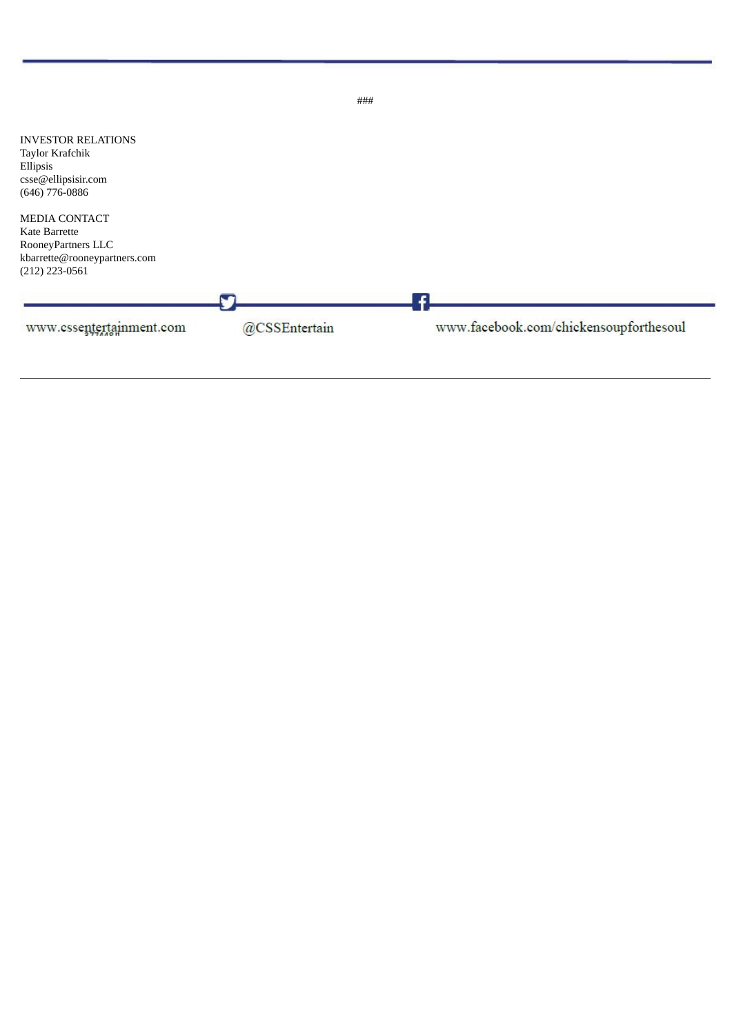###

INVESTOR RELATIONS
Taylor Krafchik
Ellipsis
csse@ellipsisir.com
(646) 776-0886

MEDIA CONTACT
Kate Barrette
RooneyPartners LLC
kbarrette@rooneypartners.com
(212) 223-0561

www.cssentertainment.com @CSSEntertain www.facebook.com/chickensoupforthesoul